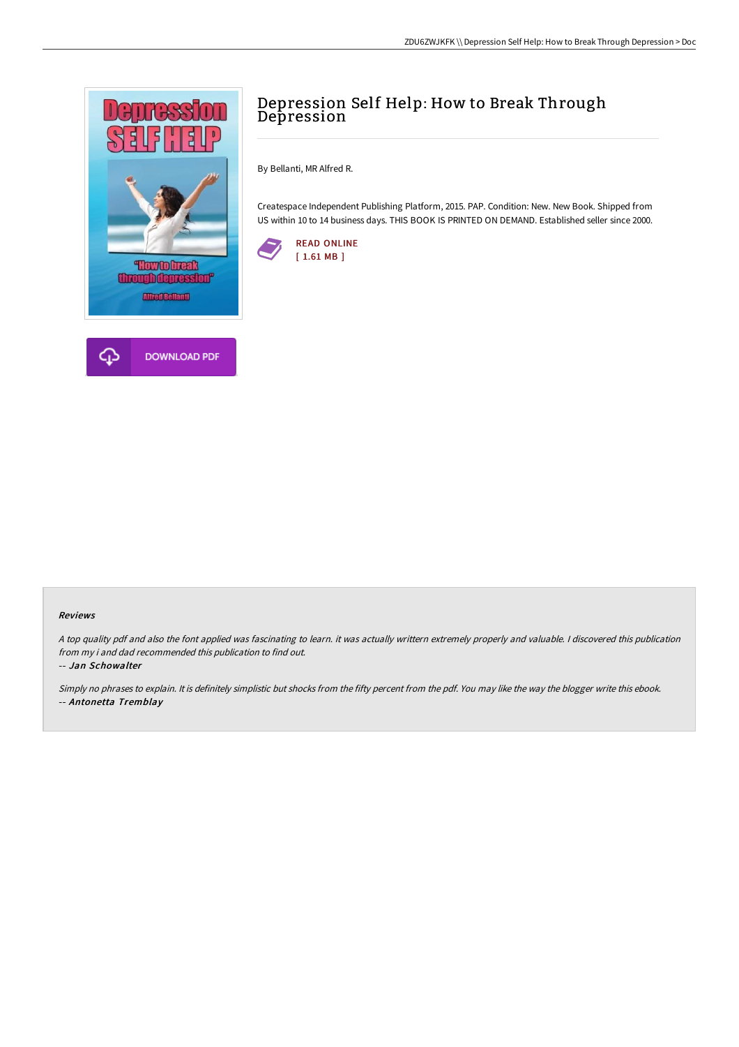# Depression Self Help: How to Break Through Depression

By Bellanti, MR Alfred R.

Createspace Independent Publishing Platform, 2015. PAP. Condition: New. New Book. Shipped from US within 10 to 14 business days. THIS BOOK IS PRINTED ON DEMAND. Established seller since 2000.

READ ONLINE
[ 1.61 MB ]

DOWNLOAD PDF

### Reviews

*A top quality pdf and also the font applied was fascinating to learn. it was actually writtern extremely properly and valuable. I discovered this publication from my i and dad recommended this publication to find out.*

-- *Jan Schowalter*

*Simply no phrases to explain. It is definitely simplistic but shocks from the fifty percent from the pdf. You may like the way the blogger write this ebook.*

-- *Antonetta Tremblay*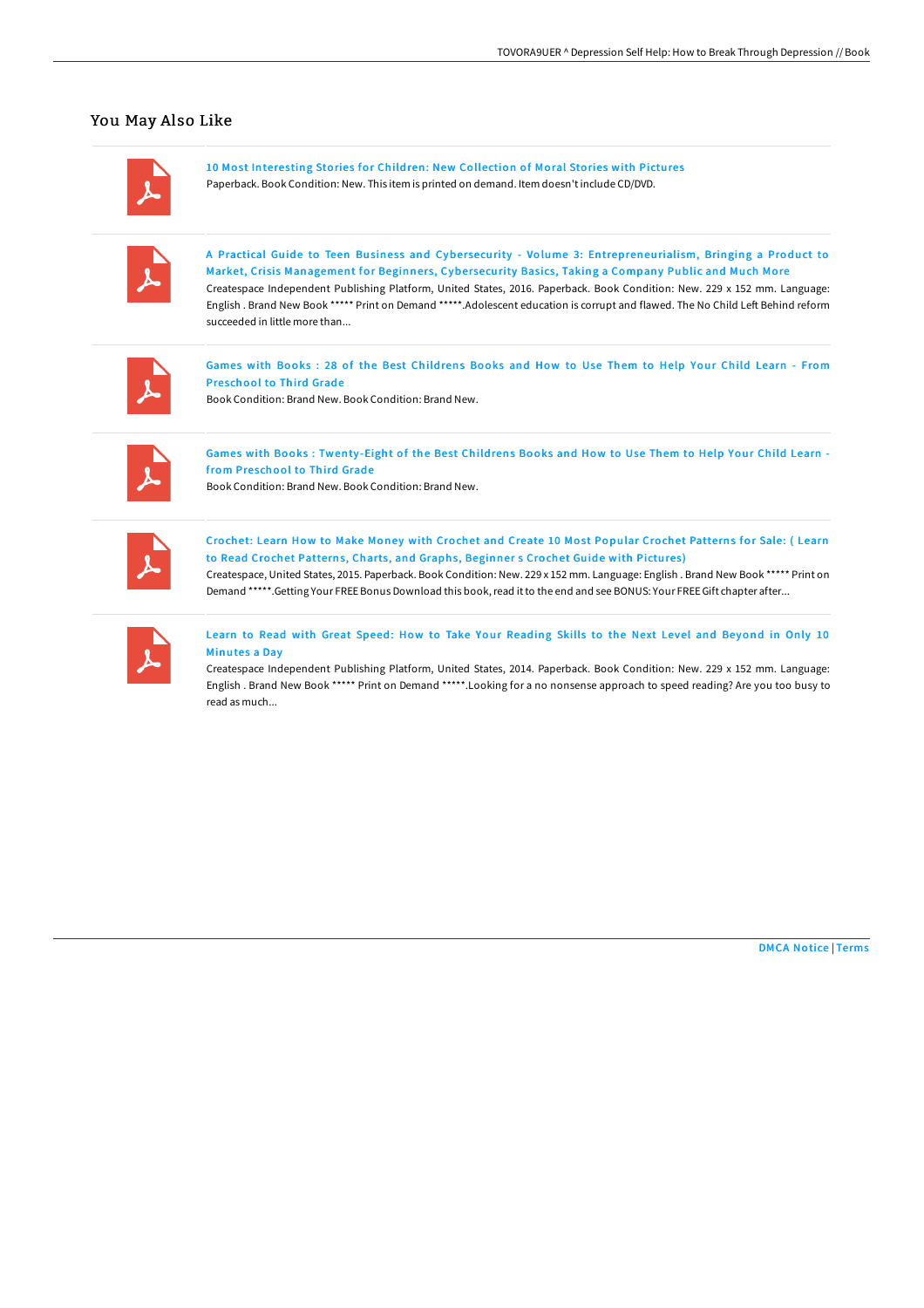## You May Also Like

10 Most Interesting Stories for Children: New Collection of Moral Stories with Pictures
Paperback. Book Condition: New. This item is printed on demand. Item doesn't include CD/DVD.

A Practical Guide to Teen Business and Cybersecurity - Volume 3: Entrepreneurialism, Bringing a Product to Market, Crisis Management for Beginners, Cybersecurity Basics, Taking a Company Public and Much More
Createspace Independent Publishing Platform, United States, 2016. Paperback. Book Condition: New. 229 x 152 mm. Language: English . Brand New Book ***** Print on Demand *****.Adolescent education is corrupt and flawed. The No Child Left Behind reform succeeded in little more than...

Games with Books : 28 of the Best Childrens Books and How to Use Them to Help Your Child Learn - From Preschool to Third Grade
Book Condition: Brand New. Book Condition: Brand New.

Games with Books : Twenty-Eight of the Best Childrens Books and How to Use Them to Help Your Child Learn - from Preschool to Third Grade
Book Condition: Brand New. Book Condition: Brand New.

Crochet: Learn How to Make Money with Crochet and Create 10 Most Popular Crochet Patterns for Sale: ( Learn to Read Crochet Patterns, Charts, and Graphs, Beginner s Crochet Guide with Pictures)
Createspace, United States, 2015. Paperback. Book Condition: New. 229 x 152 mm. Language: English . Brand New Book ***** Print on Demand *****.Getting Your FREE Bonus Download this book, read it to the end and see BONUS: Your FREE Gift chapter after...

Learn to Read with Great Speed: How to Take Your Reading Skills to the Next Level and Beyond in Only 10 Minutes a Day
Createspace Independent Publishing Platform, United States, 2014. Paperback. Book Condition: New. 229 x 152 mm. Language: English . Brand New Book ***** Print on Demand *****.Looking for a no nonsense approach to speed reading? Are you too busy to read as much...

DMCA Notice | Terms